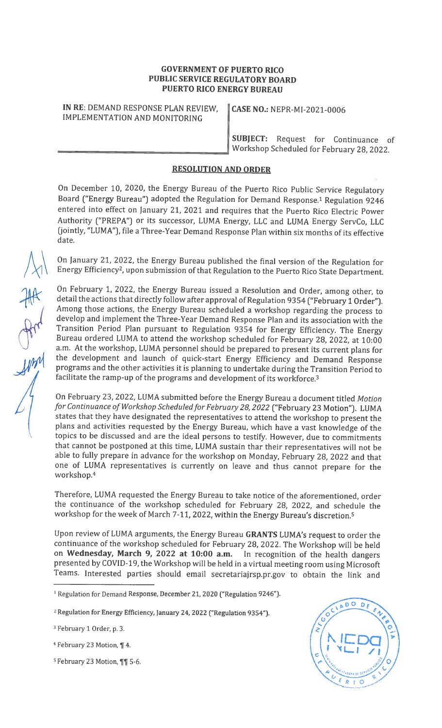**GOVERNMENT OF PUERTO RICO**
**PUBLIC SERVICE REGULATORY BOARD**
**PUERTO RICO ENERGY BUREAU**

**IN RE**: DEMAND RESPONSE PLAN REVIEW, IMPLEMENTATION AND MONITORING

**CASE NO.:** NEPR-MI-2021-0006

**SUBJECT:** Request for Continuance of Workshop Scheduled for February 28, 2022.

## RESOLUTION AND ORDER

On December 10, 2020, the Energy Bureau of the Puerto Rico Public Service Regulatory Board ("Energy Bureau") adopted the Regulation for Demand Response.[1] Regulation 9246 entered into effect on January 21, 2021 and requires that the Puerto Rico Electric Power Authority ("PREPA") or its successor, LUMA Energy, LLC and LUMA Energy ServCo, LLC (jointly, "LUMA"), file a Three-Year Demand Response Plan within six months of its effective date.

On January 21, 2022, the Energy Bureau published the final version of the Regulation for Energy Efficiency[2], upon submission of that Regulation to the Puerto Rico State Department.

On February 1, 2022, the Energy Bureau issued a Resolution and Order, among other, to detail the actions that directly follow after approval of Regulation 9354 ("February 1 Order"). Among those actions, the Energy Bureau scheduled a workshop regarding the process to develop and implement the Three-Year Demand Response Plan and its association with the Transition Period Plan pursuant to Regulation 9354 for Energy Efficiency. The Energy Bureau ordered LUMA to attend the workshop scheduled for February 28, 2022, at 10:00 a.m. At the workshop, LUMA personnel should be prepared to present its current plans for the development and launch of quick-start Energy Efficiency and Demand Response programs and the other activities it is planning to undertake during the Transition Period to facilitate the ramp-up of the programs and development of its workforce.[3]

On February 23, 2022, LUMA submitted before the Energy Bureau a document titled *Motion for Continuance of Workshop Scheduled for February 28, 2022* ("February 23 Motion"). LUMA states that they have designated the representatives to attend the workshop to present the plans and activities requested by the Energy Bureau, which have a vast knowledge of the topics to be discussed and are the ideal persons to testify. However, due to commitments that cannot be postponed at this time, LUMA sustain thar their representatives will not be able to fully prepare in advance for the workshop on Monday, February 28, 2022 and that one of LUMA representatives is currently on leave and thus cannot prepare for the workshop.[4]

Therefore, LUMA requested the Energy Bureau to take notice of the aforementioned, order the continuance of the workshop scheduled for February 28, 2022, and schedule the workshop for the week of March 7-11, 2022, within the Energy Bureau's discretion.[5]

Upon review of LUMA arguments, the Energy Bureau **GRANTS** LUMA's request to order the continuance of the workshop scheduled for February 28, 2022. The Workshop will be held on **Wednesday, March 9, 2022 at 10:00 a.m.** In recognition of the health dangers presented by COVID-19, the Workshop will be held in a virtual meeting room using Microsoft Teams. Interested parties should email secretariajrsp.pr.gov to obtain the link and

---

[1] Regulation for Demand Response, December 21, 2020 ("Regulation 9246").

[2] Regulation for Energy Efficiency, January 24, 2022 ("Regulation 9354").

[3] February 1 Order, p. 3.

[4] February 23 Motion, ¶ 4.

[5] February 23 Motion, ¶¶ 5-6.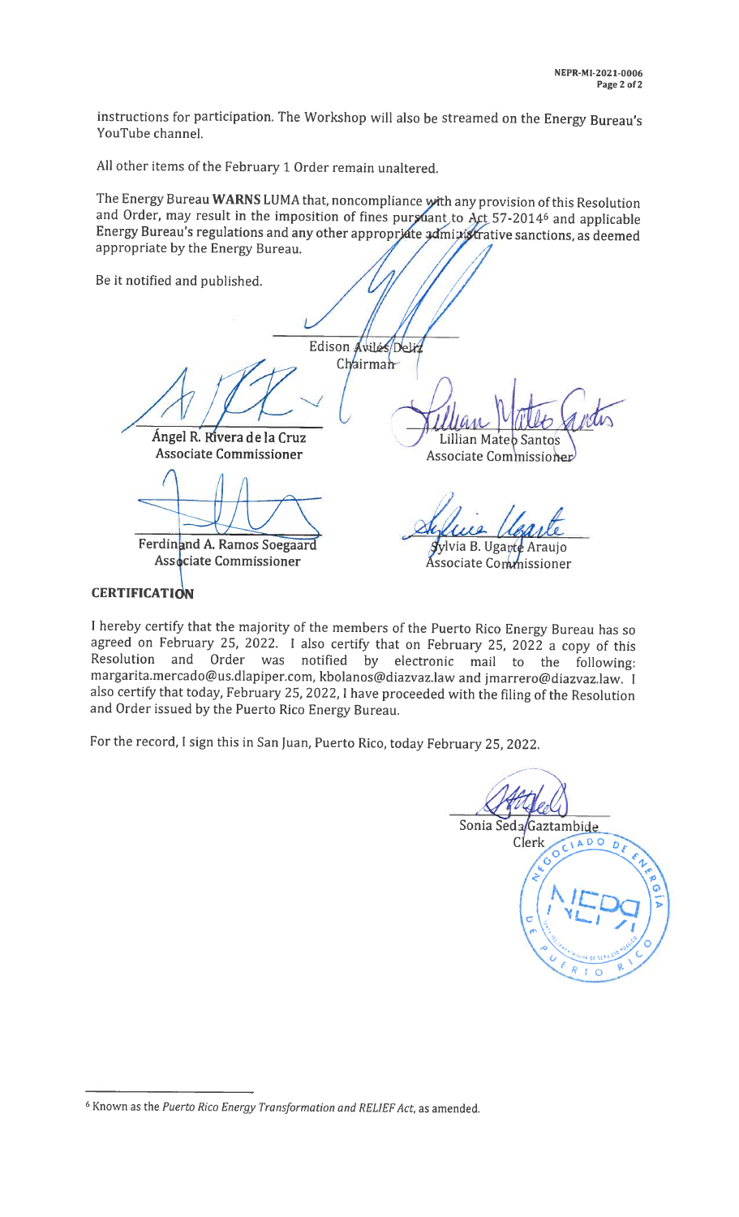instructions for participation. The Workshop will also be streamed on the Energy Bureau's YouTube channel.

All other items of the February 1 Order remain unaltered.

The Energy Bureau **WARNS** LUMA that, noncompliance with any provision of this Resolution and Order, may result in the imposition of fines pursuant to Act 57-2014[6] and applicable Energy Bureau's regulations and any other appropriate administrative sanctions, as deemed appropriate by the Energy Bureau.

Be it notified and published.

Edison Avilés Deliz
Chairman

Ángel R. Rivera de la Cruz
Associate Commissioner

Lillian Mateo Santos
Associate Commissioner

Ferdinand A. Ramos Soegaard
Associate Commissioner

Sylvia B. Ugarte Araujo
Associate Commissioner

**CERTIFICATION**

I hereby certify that the majority of the members of the Puerto Rico Energy Bureau has so agreed on February 25, 2022. I also certify that on February 25, 2022 a copy of this Resolution and Order was notified by electronic mail to the following: margarita.mercado@us.dlapiper.com, kbolanos@diazvaz.law and jmarrero@diazvaz.law. I also certify that today, February 25, 2022, I have proceeded with the filing of the Resolution and Order issued by the Puerto Rico Energy Bureau.

For the record, I sign this in San Juan, Puerto Rico, today February 25, 2022.

Sonia Seda Gaztambide
Clerk

[6] Known as the *Puerto Rico Energy Transformation and RELIEF Act*, as amended.